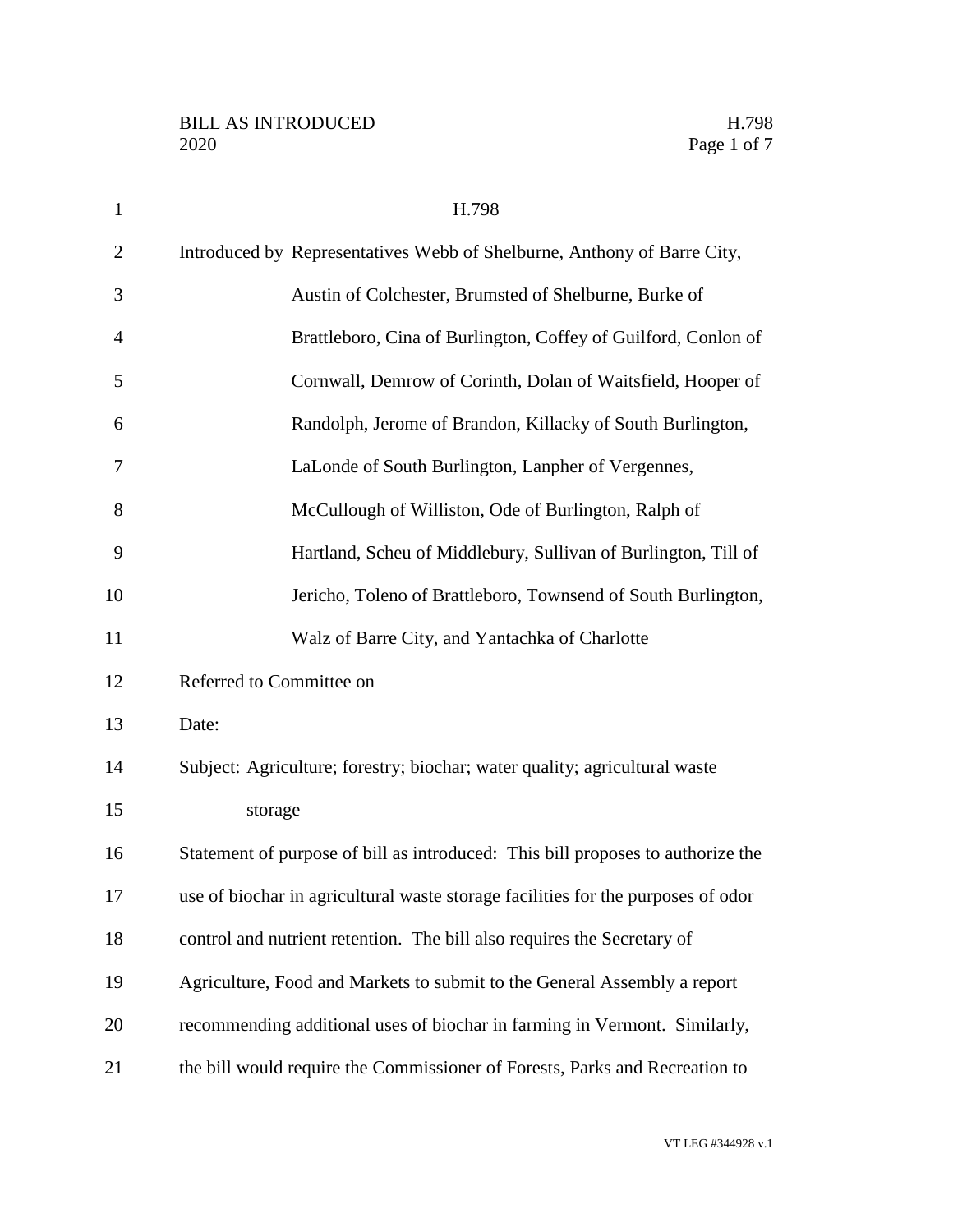# H.798

Introduced by Representatives Webb of Shelburne, Anthony of Barre City, Austin of Colchester, Brumsted of Shelburne, Burke of Brattleboro, Cina of Burlington, Coffey of Guilford, Conlon of Cornwall, Demrow of Corinth, Dolan of Waitsfield, Hooper of Randolph, Jerome of Brandon, Killacky of South Burlington, LaLonde of South Burlington, Lanpher of Vergennes, McCullough of Williston, Ode of Burlington, Ralph of Hartland, Scheu of Middlebury, Sullivan of Burlington, Till of Jericho, Toleno of Brattleboro, Townsend of South Burlington, Walz of Barre City, and Yantachka of Charlotte

Referred to Committee on

Date:

Subject: Agriculture; forestry; biochar; water quality; agricultural waste storage

Statement of purpose of bill as introduced: This bill proposes to authorize the use of biochar in agricultural waste storage facilities for the purposes of odor control and nutrient retention. The bill also requires the Secretary of Agriculture, Food and Markets to submit to the General Assembly a report recommending additional uses of biochar in farming in Vermont. Similarly, the bill would require the Commissioner of Forests, Parks and Recreation to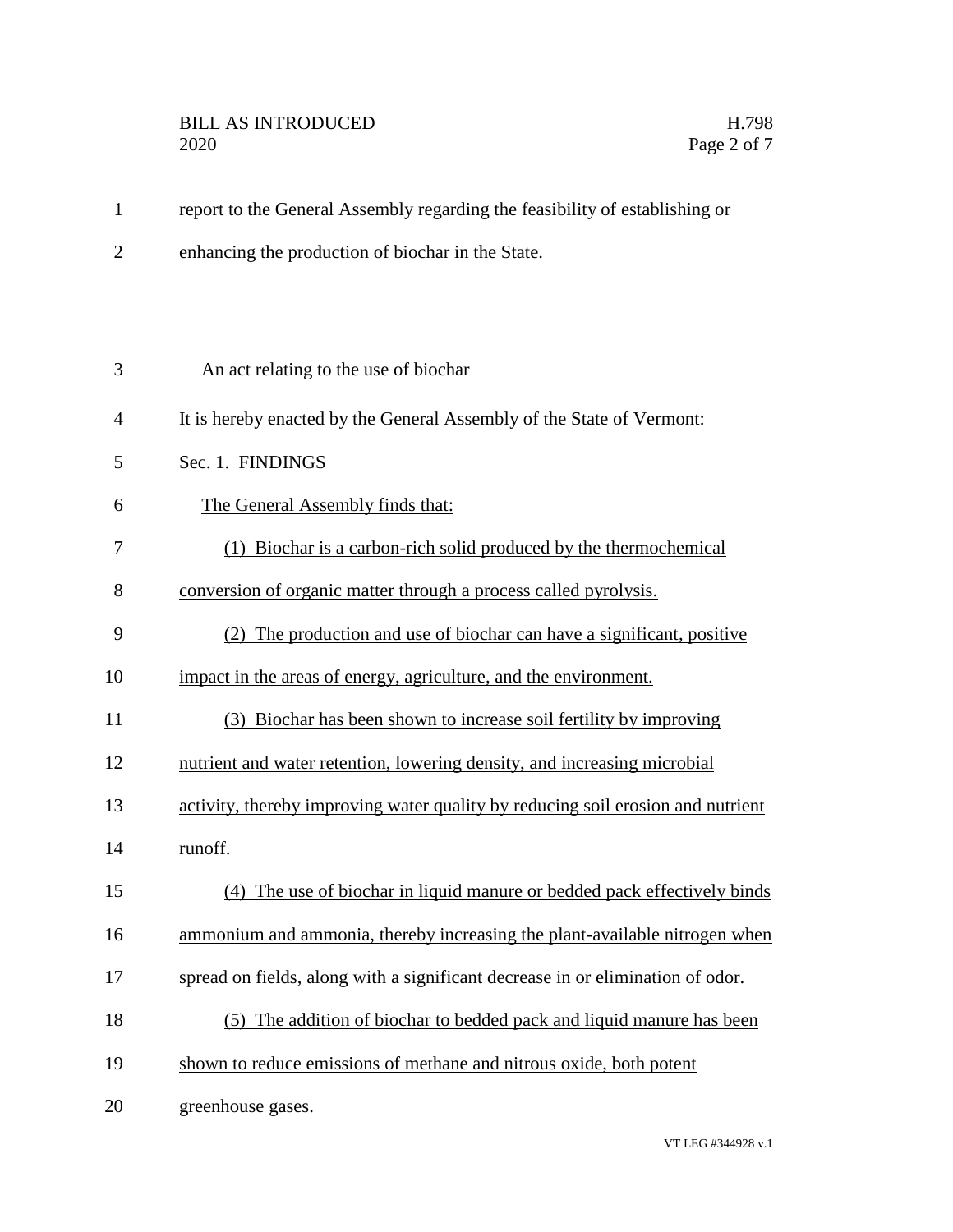report to the General Assembly regarding the feasibility of establishing or enhancing the production of biochar in the State.

An act relating to the use of biochar

It is hereby enacted by the General Assembly of the State of Vermont:

Sec. 1. FINDINGS

The General Assembly finds that:

(1) Biochar is a carbon-rich solid produced by the thermochemical conversion of organic matter through a process called pyrolysis.

(2) The production and use of biochar can have a significant, positive impact in the areas of energy, agriculture, and the environment.

(3) Biochar has been shown to increase soil fertility by improving nutrient and water retention, lowering density, and increasing microbial activity, thereby improving water quality by reducing soil erosion and nutrient runoff.

(4) The use of biochar in liquid manure or bedded pack effectively binds ammonium and ammonia, thereby increasing the plant-available nitrogen when spread on fields, along with a significant decrease in or elimination of odor.

(5) The addition of biochar to bedded pack and liquid manure has been shown to reduce emissions of methane and nitrous oxide, both potent greenhouse gases.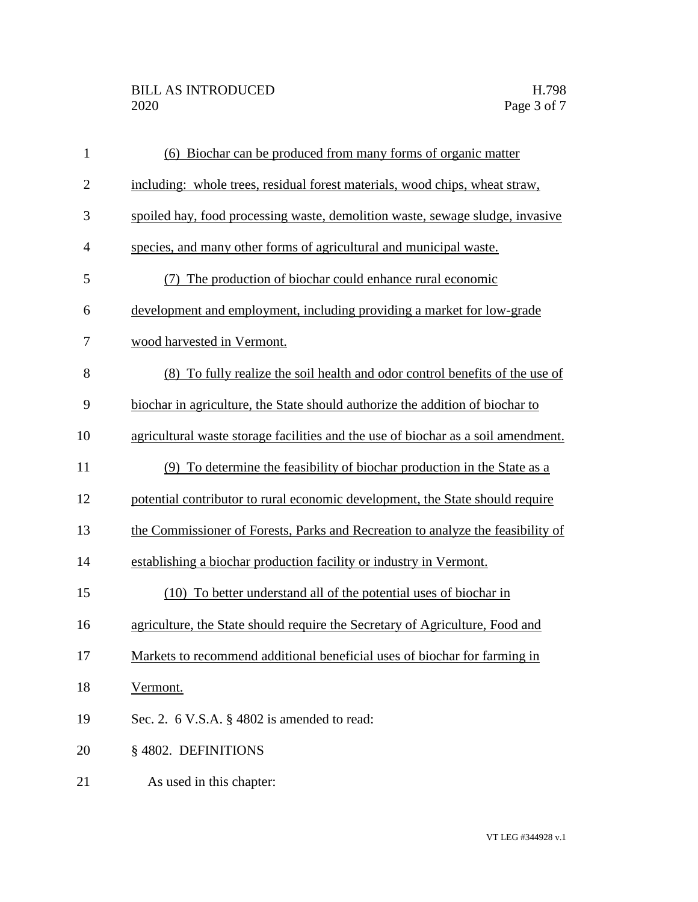(6) Biochar can be produced from many forms of organic matter including: whole trees, residual forest materials, wood chips, wheat straw, spoiled hay, food processing waste, demolition waste, sewage sludge, invasive species, and many other forms of agricultural and municipal waste.

(7) The production of biochar could enhance rural economic development and employment, including providing a market for low-grade wood harvested in Vermont.

(8) To fully realize the soil health and odor control benefits of the use of biochar in agriculture, the State should authorize the addition of biochar to agricultural waste storage facilities and the use of biochar as a soil amendment.

(9) To determine the feasibility of biochar production in the State as a potential contributor to rural economic development, the State should require the Commissioner of Forests, Parks and Recreation to analyze the feasibility of establishing a biochar production facility or industry in Vermont.

(10) To better understand all of the potential uses of biochar in agriculture, the State should require the Secretary of Agriculture, Food and Markets to recommend additional beneficial uses of biochar for farming in Vermont.

Sec. 2. 6 V.S.A. § 4802 is amended to read:

§ 4802. DEFINITIONS

As used in this chapter: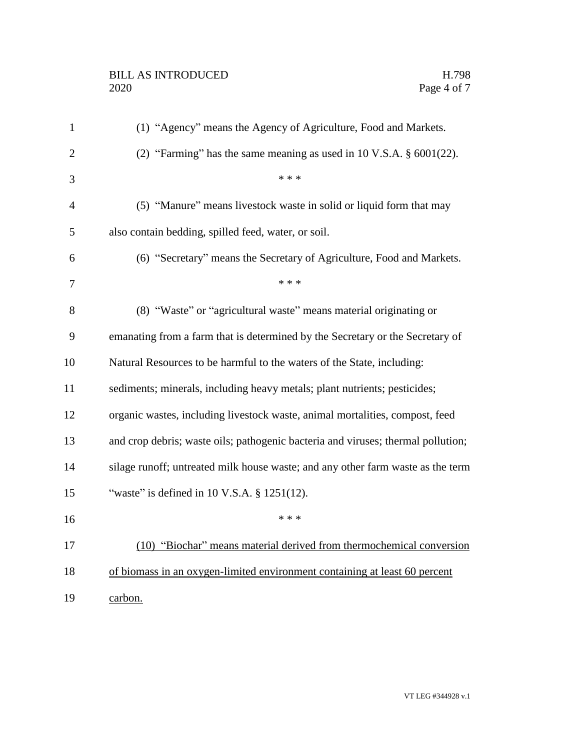(1) "Agency" means the Agency of Agriculture, Food and Markets.

(2) "Farming" has the same meaning as used in 10 V.S.A. § 6001(22).

\* \* \*

(5) "Manure" means livestock waste in solid or liquid form that may also contain bedding, spilled feed, water, or soil.

(6) "Secretary" means the Secretary of Agriculture, Food and Markets.

\* \* \*

(8) "Waste" or "agricultural waste" means material originating or emanating from a farm that is determined by the Secretary or the Secretary of Natural Resources to be harmful to the waters of the State, including: sediments; minerals, including heavy metals; plant nutrients; pesticides; organic wastes, including livestock waste, animal mortalities, compost, feed and crop debris; waste oils; pathogenic bacteria and viruses; thermal pollution; silage runoff; untreated milk house waste; and any other farm waste as the term "waste" is defined in 10 V.S.A. § 1251(12).

\* \* \*

<u>(10) "Biochar" means material derived from thermochemical conversion of biomass in an oxygen-limited environment containing at least 60 percent carbon.</u>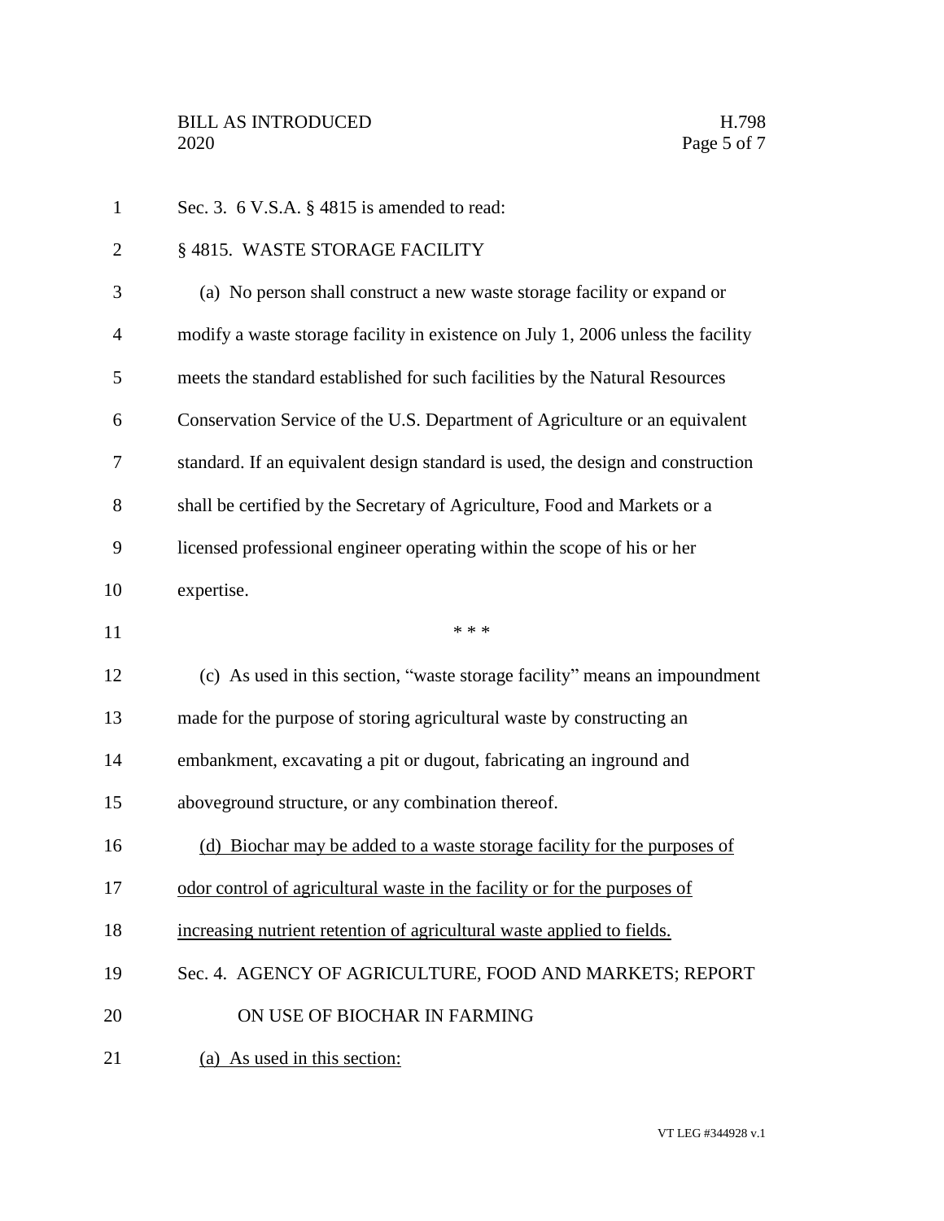Sec. 3. 6 V.S.A. § 4815 is amended to read:

§ 4815. WASTE STORAGE FACILITY

(a) No person shall construct a new waste storage facility or expand or modify a waste storage facility in existence on July 1, 2006 unless the facility meets the standard established for such facilities by the Natural Resources Conservation Service of the U.S. Department of Agriculture or an equivalent standard. If an equivalent design standard is used, the design and construction shall be certified by the Secretary of Agriculture, Food and Markets or a licensed professional engineer operating within the scope of his or her expertise.

\* \* \*

(c) As used in this section, "waste storage facility" means an impoundment made for the purpose of storing agricultural waste by constructing an embankment, excavating a pit or dugout, fabricating an inground and aboveground structure, or any combination thereof.

<u>(d) Biochar may be added to a waste storage facility for the purposes of odor control of agricultural waste in the facility or for the purposes of increasing nutrient retention of agricultural waste applied to fields.</u>

Sec. 4. AGENCY OF AGRICULTURE, FOOD AND MARKETS; REPORT ON USE OF BIOCHAR IN FARMING

<u>(a) As used in this section:</u>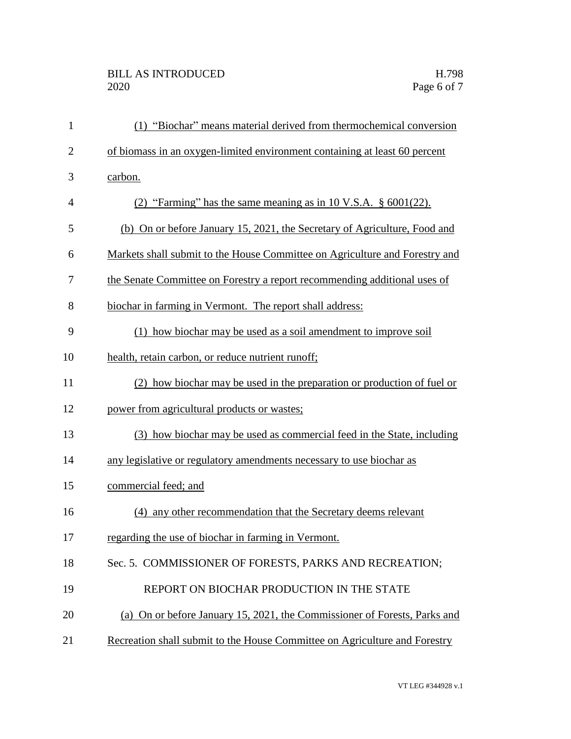(1) "Biochar" means material derived from thermochemical conversion of biomass in an oxygen-limited environment containing at least 60 percent carbon.

(2) "Farming" has the same meaning as in 10 V.S.A. § 6001(22).

(b) On or before January 15, 2021, the Secretary of Agriculture, Food and Markets shall submit to the House Committee on Agriculture and Forestry and the Senate Committee on Forestry a report recommending additional uses of biochar in farming in Vermont. The report shall address:

(1) how biochar may be used as a soil amendment to improve soil health, retain carbon, or reduce nutrient runoff;

(2) how biochar may be used in the preparation or production of fuel or power from agricultural products or wastes;

(3) how biochar may be used as commercial feed in the State, including any legislative or regulatory amendments necessary to use biochar as commercial feed; and

(4) any other recommendation that the Secretary deems relevant regarding the use of biochar in farming in Vermont.

Sec. 5. COMMISSIONER OF FORESTS, PARKS AND RECREATION; REPORT ON BIOCHAR PRODUCTION IN THE STATE

(a) On or before January 15, 2021, the Commissioner of Forests, Parks and Recreation shall submit to the House Committee on Agriculture and Forestry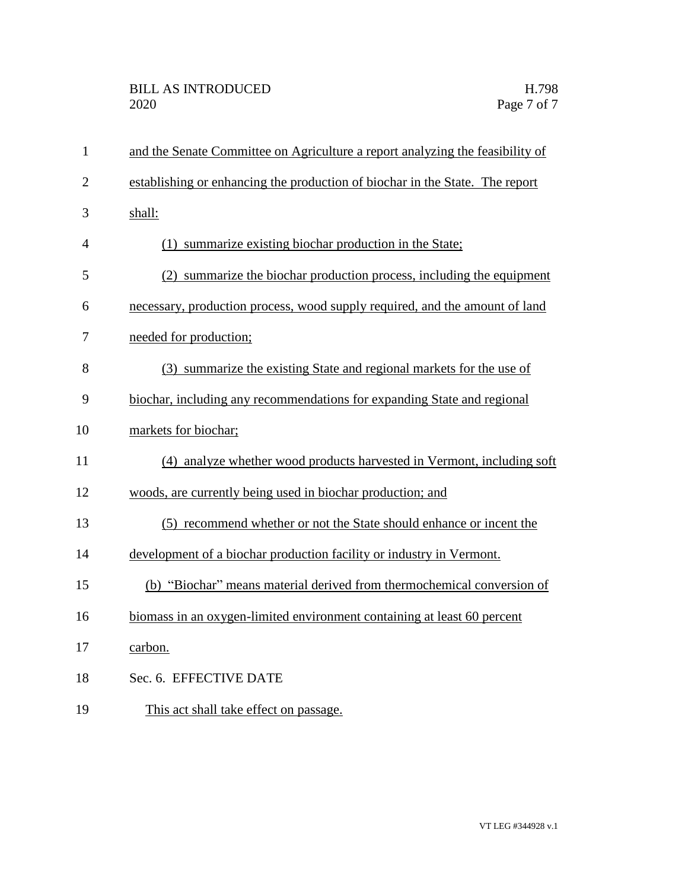and the Senate Committee on Agriculture a report analyzing the feasibility of establishing or enhancing the production of biochar in the State. The report shall:

(1) summarize existing biochar production in the State;

(2) summarize the biochar production process, including the equipment necessary, production process, wood supply required, and the amount of land needed for production;

(3) summarize the existing State and regional markets for the use of biochar, including any recommendations for expanding State and regional markets for biochar;

(4) analyze whether wood products harvested in Vermont, including soft woods, are currently being used in biochar production; and

(5) recommend whether or not the State should enhance or incent the development of a biochar production facility or industry in Vermont.

(b) "Biochar" means material derived from thermochemical conversion of biomass in an oxygen-limited environment containing at least 60 percent carbon.

Sec. 6. EFFECTIVE DATE

This act shall take effect on passage.